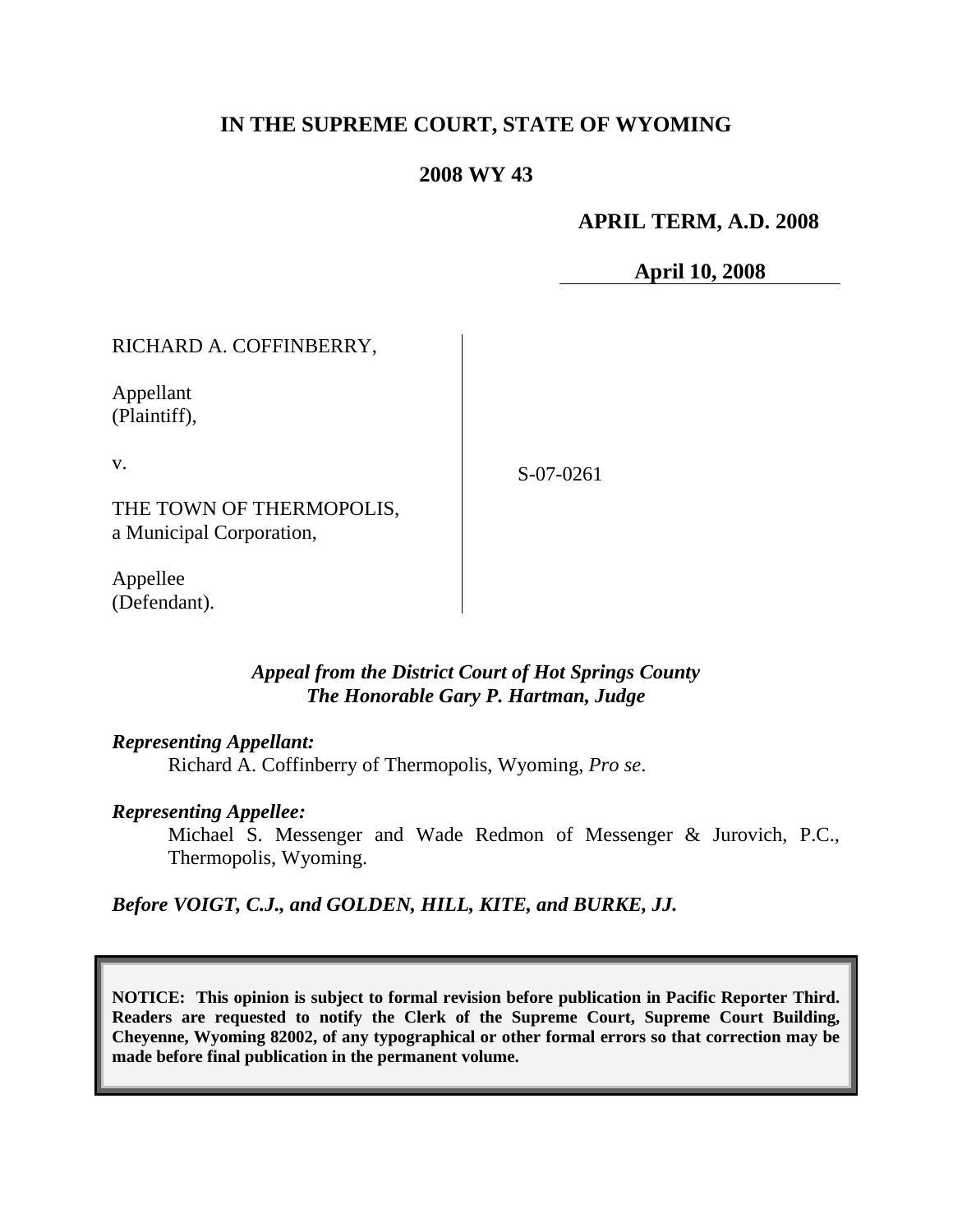# IN THE SUPREME COURT, STATE OF WYOMING

## 2008 WY 43

**APRIL TERM, A.D. 2008**

**April 10, 2008**

| | |
|---|---|
| RICHARD A. COFFINBERRY,<br><br>Appellant<br>(Plaintiff),<br><br>v.<br><br>THE TOWN OF THERMOPOLIS,<br>a Municipal Corporation,<br><br>Appellee<br>(Defendant). | S-07-0261 |

***Appeal from the District Court of Hot Springs County***
***The Honorable Gary P. Hartman, Judge***

***Representing Appellant:***

Richard A. Coffinberry of Thermopolis, Wyoming, *Pro se*.

***Representing Appellee:***

Michael S. Messenger and Wade Redmon of Messenger & Jurovich, P.C., Thermopolis, Wyoming.

***Before VOIGT, C.J., and GOLDEN, HILL, KITE, and BURKE, JJ.***

**NOTICE: This opinion is subject to formal revision before publication in Pacific Reporter Third. Readers are requested to notify the Clerk of the Supreme Court, Supreme Court Building, Cheyenne, Wyoming 82002, of any typographical or other formal errors so that correction may be made before final publication in the permanent volume.**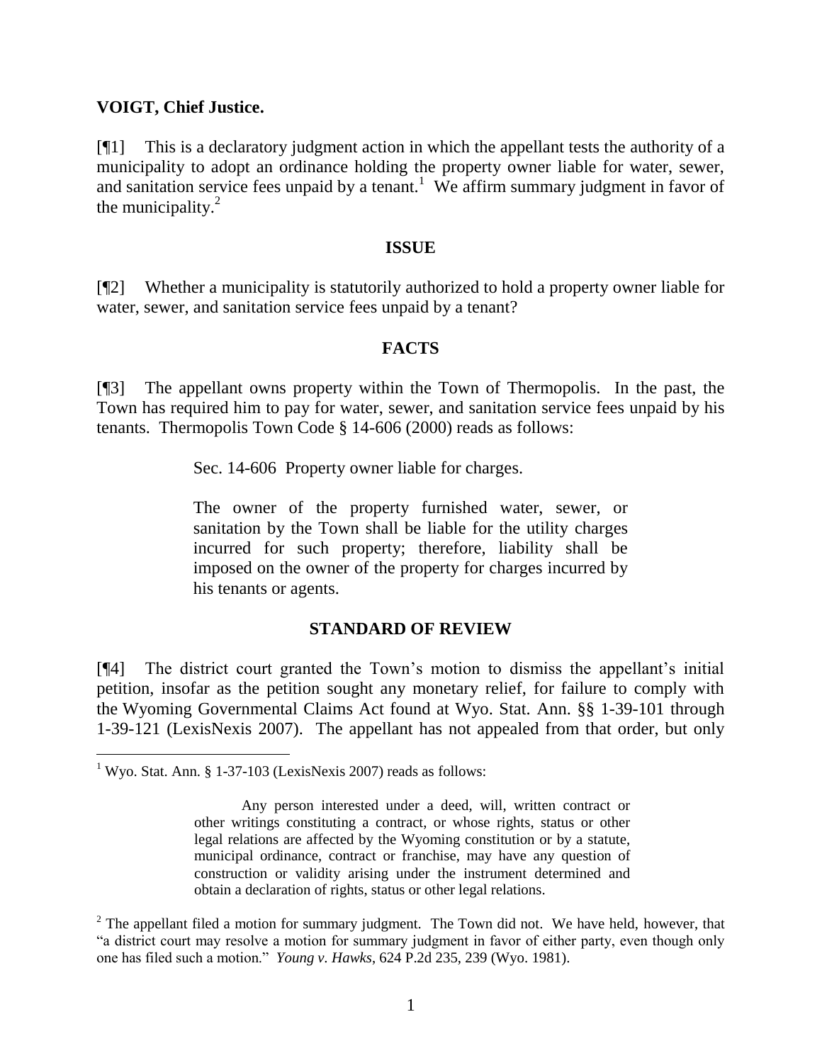**VOIGT, Chief Justice.**

[¶1] This is a declaratory judgment action in which the appellant tests the authority of a municipality to adopt an ordinance holding the property owner liable for water, sewer, and sanitation service fees unpaid by a tenant.[1] We affirm summary judgment in favor of the municipality.[2]

## ISSUE

[¶2] Whether a municipality is statutorily authorized to hold a property owner liable for water, sewer, and sanitation service fees unpaid by a tenant?

## FACTS

[¶3] The appellant owns property within the Town of Thermopolis. In the past, the Town has required him to pay for water, sewer, and sanitation service fees unpaid by his tenants. Thermopolis Town Code § 14-606 (2000) reads as follows:

> Sec. 14-606 Property owner liable for charges.
>
> The owner of the property furnished water, sewer, or sanitation by the Town shall be liable for the utility charges incurred for such property; therefore, liability shall be imposed on the owner of the property for charges incurred by his tenants or agents.

## STANDARD OF REVIEW

[¶4] The district court granted the Town's motion to dismiss the appellant's initial petition, insofar as the petition sought any monetary relief, for failure to comply with the Wyoming Governmental Claims Act found at Wyo. Stat. Ann. §§ 1-39-101 through 1-39-121 (LexisNexis 2007). The appellant has not appealed from that order, but only

---

[1] Wyo. Stat. Ann. § 1-37-103 (LexisNexis 2007) reads as follows:

> Any person interested under a deed, will, written contract or other writings constituting a contract, or whose rights, status or other legal relations are affected by the Wyoming constitution or by a statute, municipal ordinance, contract or franchise, may have any question of construction or validity arising under the instrument determined and obtain a declaration of rights, status or other legal relations.

[2] The appellant filed a motion for summary judgment. The Town did not. We have held, however, that "a district court may resolve a motion for summary judgment in favor of either party, even though only one has filed such a motion." *Young v. Hawks*, 624 P.2d 235, 239 (Wyo. 1981).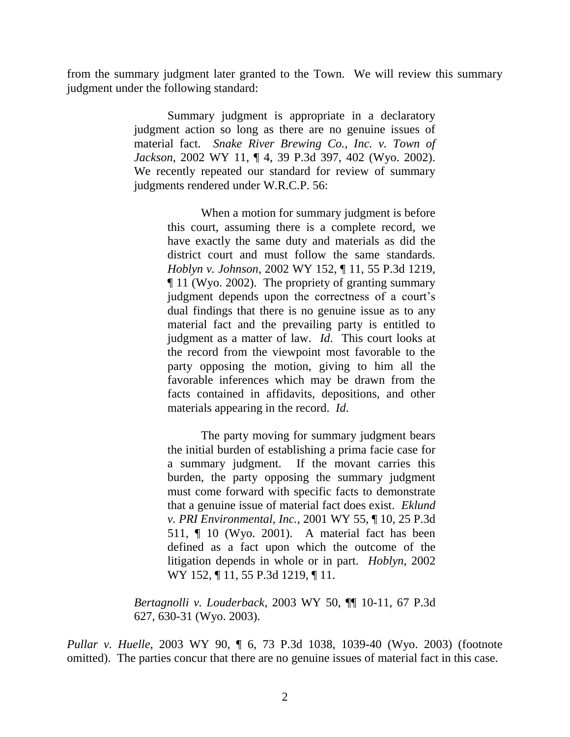from the summary judgment later granted to the Town. We will review this summary judgment under the following standard:

> Summary judgment is appropriate in a declaratory judgment action so long as there are no genuine issues of material fact. *Snake River Brewing Co., Inc. v. Town of Jackson*, 2002 WY 11, ¶ 4, 39 P.3d 397, 402 (Wyo. 2002). We recently repeated our standard for review of summary judgments rendered under W.R.C.P. 56:
>
>> When a motion for summary judgment is before this court, assuming there is a complete record, we have exactly the same duty and materials as did the district court and must follow the same standards. *Hoblyn v. Johnson*, 2002 WY 152, ¶ 11, 55 P.3d 1219, ¶ 11 (Wyo. 2002). The propriety of granting summary judgment depends upon the correctness of a court's dual findings that there is no genuine issue as to any material fact and the prevailing party is entitled to judgment as a matter of law. *Id*. This court looks at the record from the viewpoint most favorable to the party opposing the motion, giving to him all the favorable inferences which may be drawn from the facts contained in affidavits, depositions, and other materials appearing in the record. *Id*.
>>
>> The party moving for summary judgment bears the initial burden of establishing a prima facie case for a summary judgment. If the movant carries this burden, the party opposing the summary judgment must come forward with specific facts to demonstrate that a genuine issue of material fact does exist. *Eklund v. PRI Environmental, Inc.*, 2001 WY 55, ¶ 10, 25 P.3d 511, ¶ 10 (Wyo. 2001). A material fact has been defined as a fact upon which the outcome of the litigation depends in whole or in part. *Hoblyn*, 2002 WY 152, ¶ 11, 55 P.3d 1219, ¶ 11.
>
> *Bertagnolli v. Louderback*, 2003 WY 50, ¶¶ 10-11, 67 P.3d 627, 630-31 (Wyo. 2003).

*Pullar v. Huelle*, 2003 WY 90, ¶ 6, 73 P.3d 1038, 1039-40 (Wyo. 2003) (footnote omitted). The parties concur that there are no genuine issues of material fact in this case.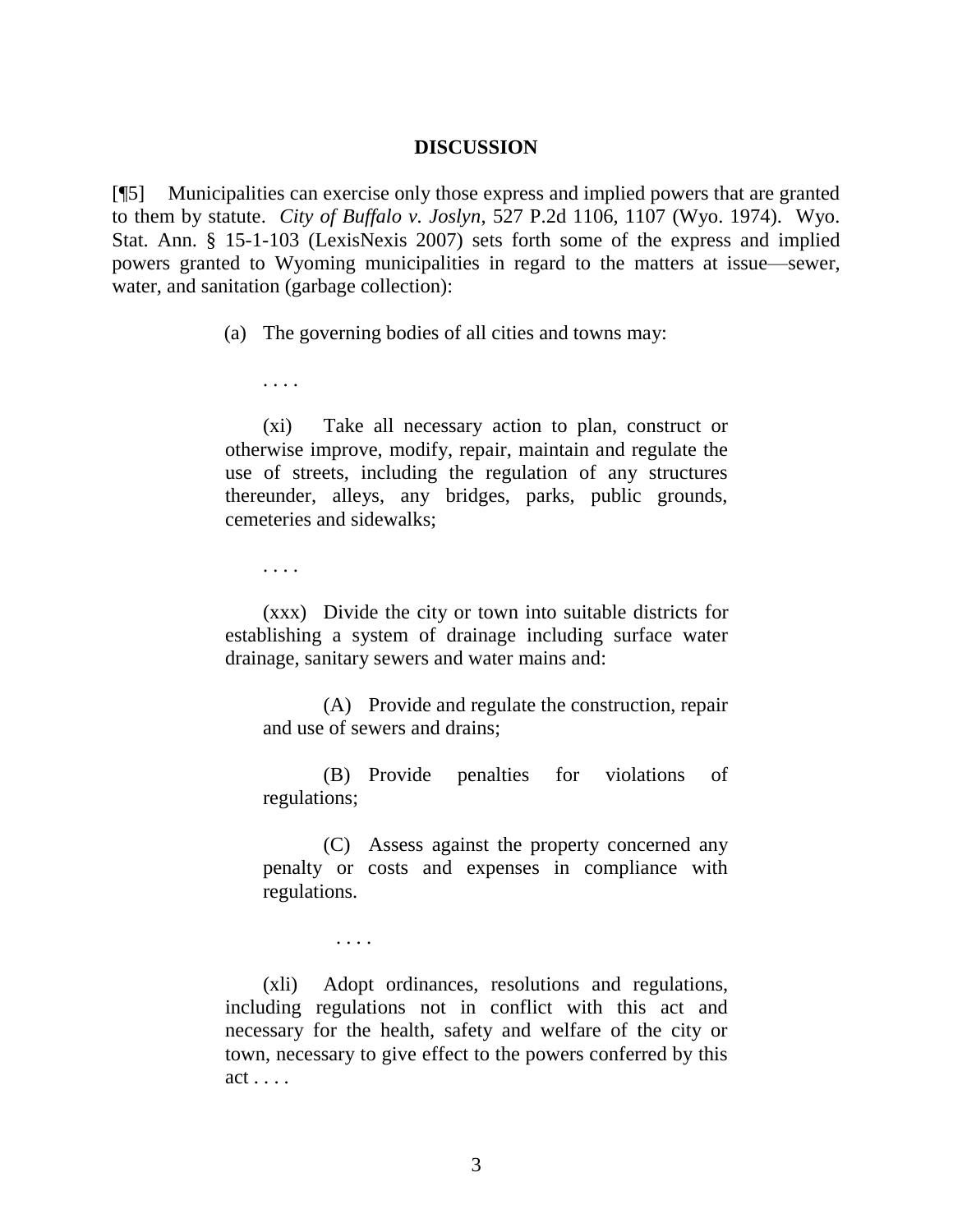## DISCUSSION

[¶5] Municipalities can exercise only those express and implied powers that are granted to them by statute. *City of Buffalo v. Joslyn*, 527 P.2d 1106, 1107 (Wyo. 1974). Wyo. Stat. Ann. § 15-1-103 (LexisNexis 2007) sets forth some of the express and implied powers granted to Wyoming municipalities in regard to the matters at issue—sewer, water, and sanitation (garbage collection):

> (a) The governing bodies of all cities and towns may:
>
> . . . .
>
> (xi) Take all necessary action to plan, construct or otherwise improve, modify, repair, maintain and regulate the use of streets, including the regulation of any structures thereunder, alleys, any bridges, parks, public grounds, cemeteries and sidewalks;
>
> . . . .
>
> (xxx) Divide the city or town into suitable districts for establishing a system of drainage including surface water drainage, sanitary sewers and water mains and:
>
> (A) Provide and regulate the construction, repair and use of sewers and drains;
>
> (B) Provide penalties for violations of regulations;
>
> (C) Assess against the property concerned any penalty or costs and expenses in compliance with regulations.
>
> . . . .
>
> (xli) Adopt ordinances, resolutions and regulations, including regulations not in conflict with this act and necessary for the health, safety and welfare of the city or town, necessary to give effect to the powers conferred by this act . . . .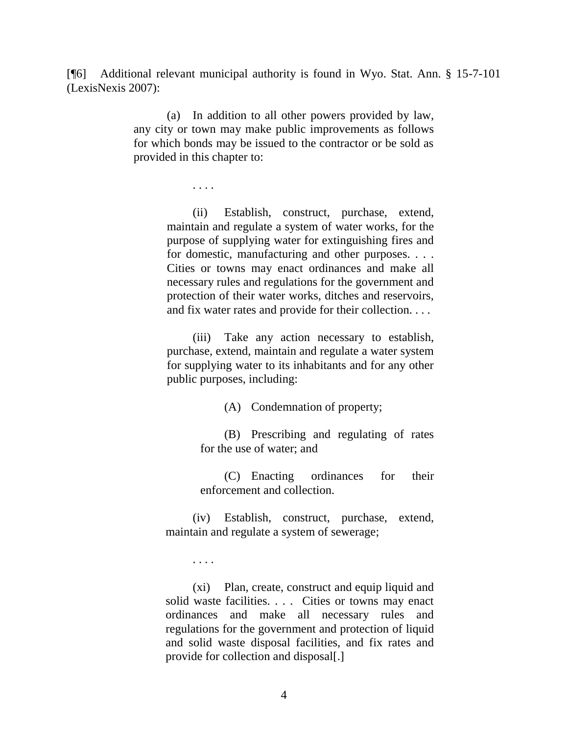[¶6] Additional relevant municipal authority is found in Wyo. Stat. Ann. § 15-7-101 (LexisNexis 2007):

> (a) In addition to all other powers provided by law, any city or town may make public improvements as follows for which bonds may be issued to the contractor or be sold as provided in this chapter to:
>
> . . . .
>
> (ii) Establish, construct, purchase, extend, maintain and regulate a system of water works, for the purpose of supplying water for extinguishing fires and for domestic, manufacturing and other purposes. . . . Cities or towns may enact ordinances and make all necessary rules and regulations for the government and protection of their water works, ditches and reservoirs, and fix water rates and provide for their collection. . . .
>
> (iii) Take any action necessary to establish, purchase, extend, maintain and regulate a water system for supplying water to its inhabitants and for any other public purposes, including:
>
> (A) Condemnation of property;
>
> (B) Prescribing and regulating of rates for the use of water; and
>
> (C) Enacting ordinances for their enforcement and collection.
>
> (iv) Establish, construct, purchase, extend, maintain and regulate a system of sewerage;
>
> . . . .
>
> (xi) Plan, create, construct and equip liquid and solid waste facilities. . . . Cities or towns may enact ordinances and make all necessary rules and regulations for the government and protection of liquid and solid waste disposal facilities, and fix rates and provide for collection and disposal[.]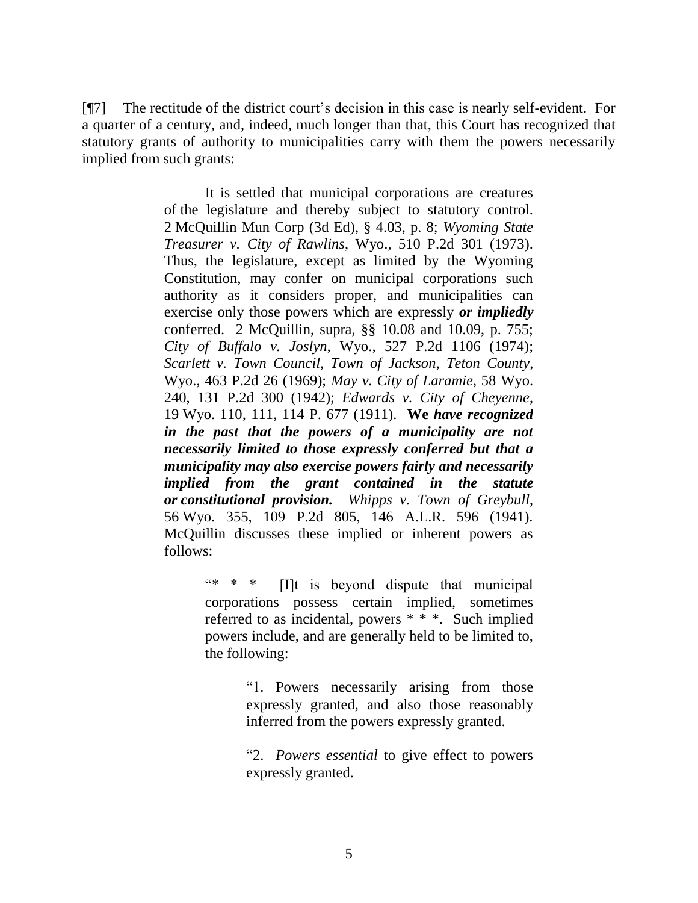[¶7] The rectitude of the district court's decision in this case is nearly self-evident. For a quarter of a century, and, indeed, much longer than that, this Court has recognized that statutory grants of authority to municipalities carry with them the powers necessarily implied from such grants:

> It is settled that municipal corporations are creatures of the legislature and thereby subject to statutory control. 2 McQuillin Mun Corp (3d Ed), § 4.03, p. 8; *Wyoming State Treasurer v. City of Rawlins*, Wyo., 510 P.2d 301 (1973). Thus, the legislature, except as limited by the Wyoming Constitution, may confer on municipal corporations such authority as it considers proper, and municipalities can exercise only those powers which are expressly ***or impliedly*** conferred. 2 McQuillin, supra, §§ 10.08 and 10.09, p. 755; *City of Buffalo v. Joslyn*, Wyo., 527 P.2d 1106 (1974); *Scarlett v. Town Council, Town of Jackson, Teton County*, Wyo., 463 P.2d 26 (1969); *May v. City of Laramie*, 58 Wyo. 240, 131 P.2d 300 (1942); *Edwards v. City of Cheyenne*, 19 Wyo. 110, 111, 114 P. 677 (1911). **We *have recognized in the past that the powers of a municipality are not necessarily limited to those expressly conferred but that a municipality may also exercise powers fairly and necessarily implied from the grant contained in the statute or constitutional provision.*** *Whipps v. Town of Greybull*, 56 Wyo. 355, 109 P.2d 805, 146 A.L.R. 596 (1941). McQuillin discusses these implied or inherent powers as follows:
>
> > "* * * [I]t is beyond dispute that municipal corporations possess certain implied, sometimes referred to as incidental, powers * * *. Such implied powers include, and are generally held to be limited to, the following:
> >
> > > "1. Powers necessarily arising from those expressly granted, and also those reasonably inferred from the powers expressly granted.
> > >
> > > "2. *Powers essential* to give effect to powers expressly granted.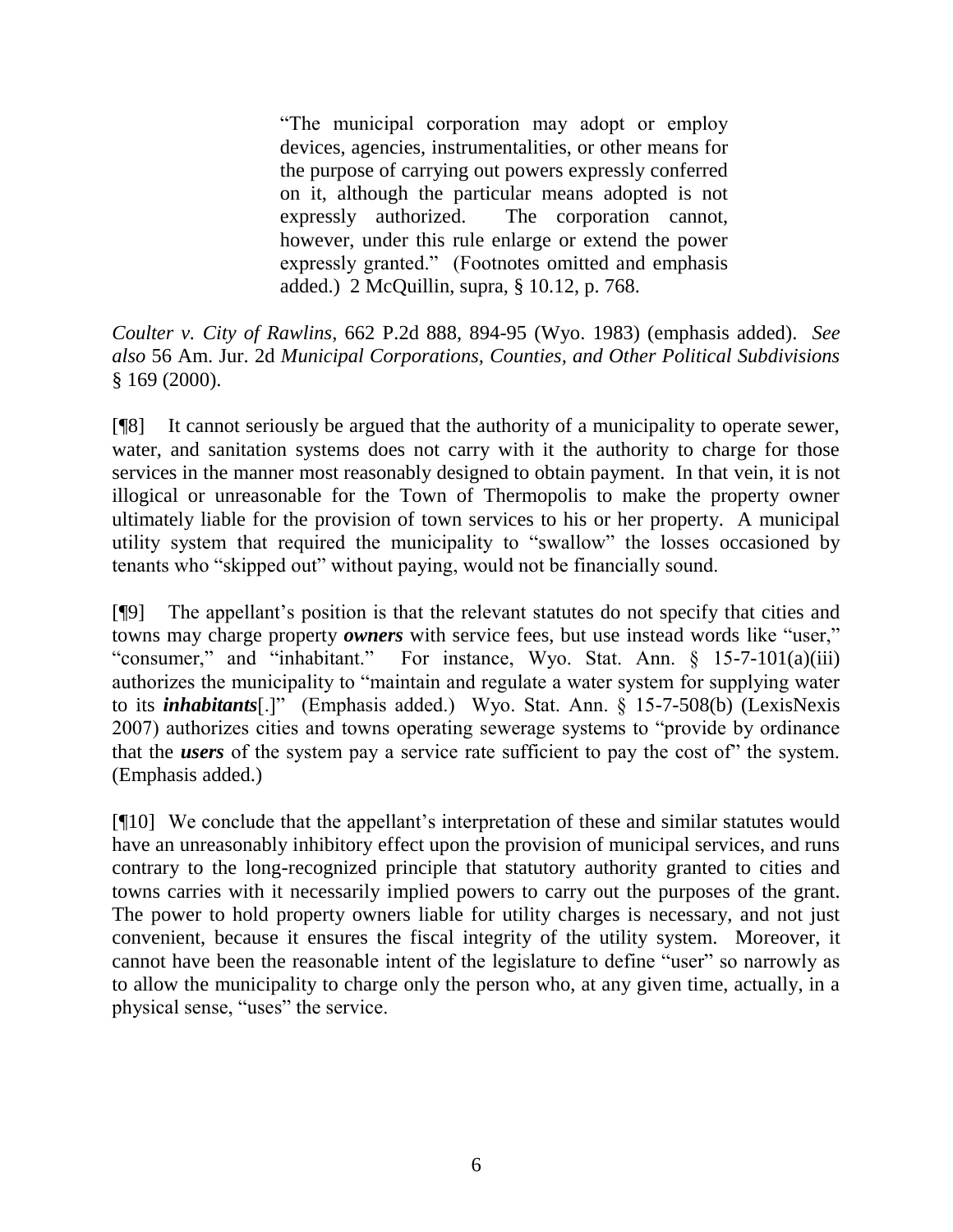> "The municipal corporation may adopt or employ devices, agencies, instrumentalities, or other means for the purpose of carrying out powers expressly conferred on it, although the particular means adopted is not expressly authorized. The corporation cannot, however, under this rule enlarge or extend the power expressly granted." (Footnotes omitted and emphasis added.) 2 McQuillin, supra, § 10.12, p. 768.

*Coulter v. City of Rawlins*, 662 P.2d 888, 894-95 (Wyo. 1983) (emphasis added). *See also* 56 Am. Jur. 2d *Municipal Corporations, Counties, and Other Political Subdivisions* § 169 (2000).

[¶8] It cannot seriously be argued that the authority of a municipality to operate sewer, water, and sanitation systems does not carry with it the authority to charge for those services in the manner most reasonably designed to obtain payment. In that vein, it is not illogical or unreasonable for the Town of Thermopolis to make the property owner ultimately liable for the provision of town services to his or her property. A municipal utility system that required the municipality to "swallow" the losses occasioned by tenants who "skipped out" without paying, would not be financially sound.

[¶9] The appellant's position is that the relevant statutes do not specify that cities and towns may charge property ***owners*** with service fees, but use instead words like "user," "consumer," and "inhabitant." For instance, Wyo. Stat. Ann. § 15-7-101(a)(iii) authorizes the municipality to "maintain and regulate a water system for supplying water to its ***inhabitants***[.]" (Emphasis added.) Wyo. Stat. Ann. § 15-7-508(b) (LexisNexis 2007) authorizes cities and towns operating sewerage systems to "provide by ordinance that the ***users*** of the system pay a service rate sufficient to pay the cost of" the system. (Emphasis added.)

[¶10] We conclude that the appellant's interpretation of these and similar statutes would have an unreasonably inhibitory effect upon the provision of municipal services, and runs contrary to the long-recognized principle that statutory authority granted to cities and towns carries with it necessarily implied powers to carry out the purposes of the grant. The power to hold property owners liable for utility charges is necessary, and not just convenient, because it ensures the fiscal integrity of the utility system. Moreover, it cannot have been the reasonable intent of the legislature to define "user" so narrowly as to allow the municipality to charge only the person who, at any given time, actually, in a physical sense, "uses" the service.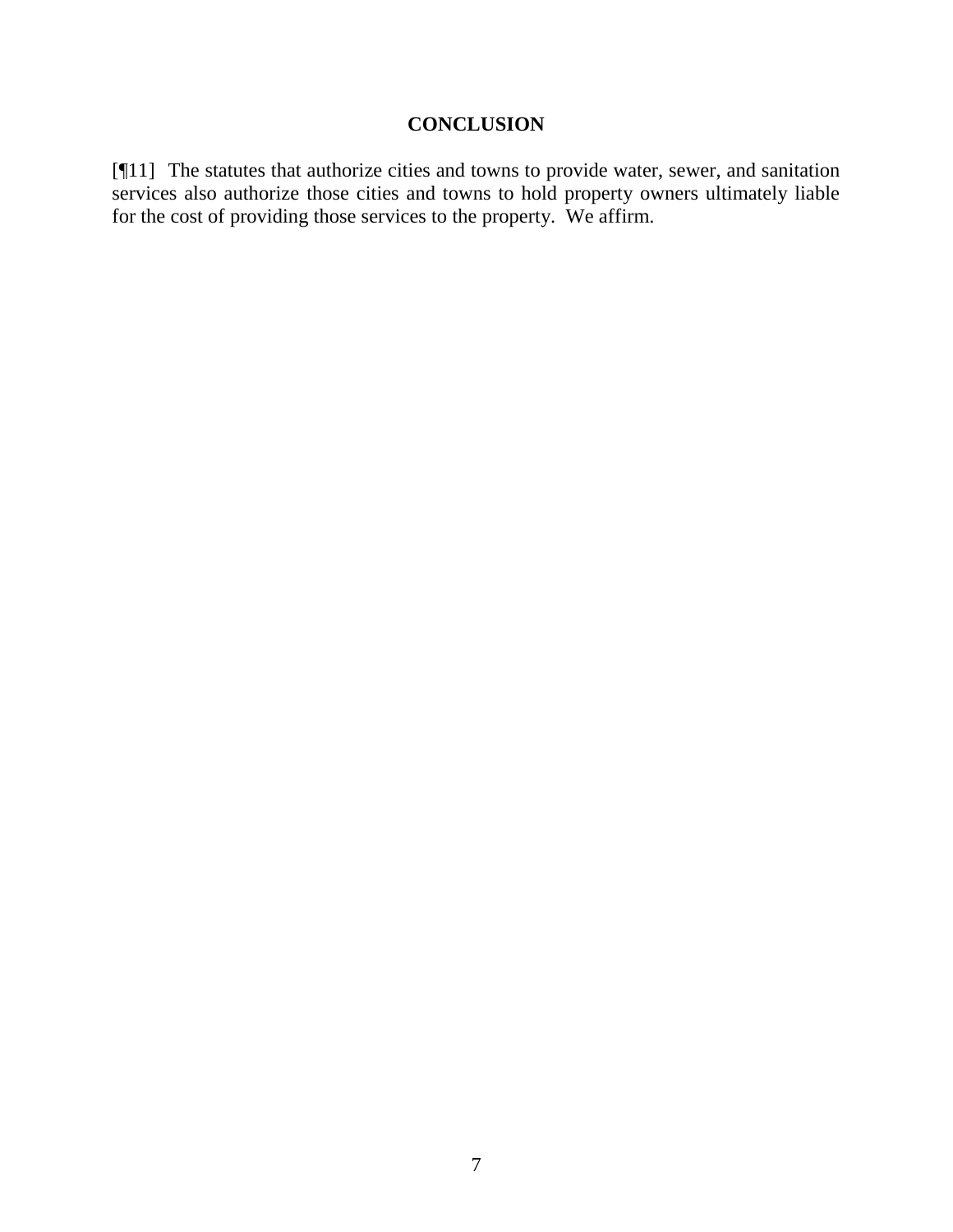## CONCLUSION

[¶11] The statutes that authorize cities and towns to provide water, sewer, and sanitation services also authorize those cities and towns to hold property owners ultimately liable for the cost of providing those services to the property. We affirm.